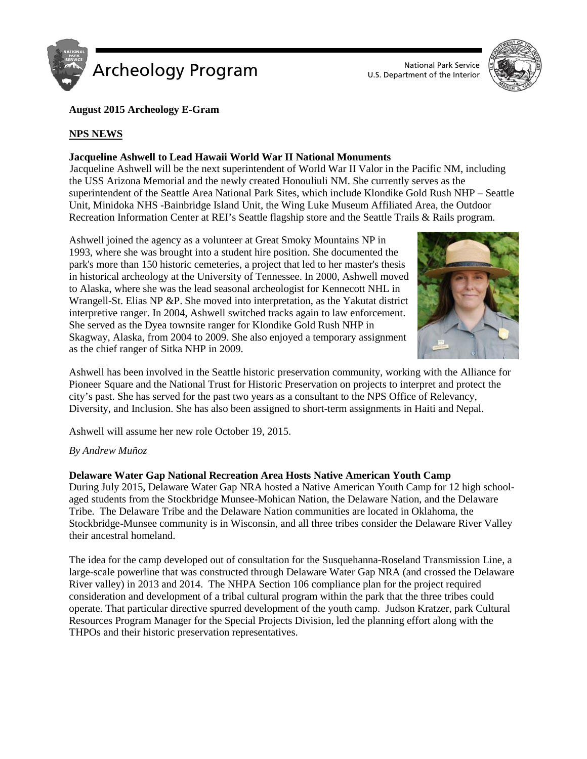# Archeology Program

National Park Service
U.S. Department of the Interior

**August 2015 Archeology E-Gram**

## NPS NEWS

### Jacqueline Ashwell to Lead Hawaii World War II National Monuments

Jacqueline Ashwell will be the next superintendent of World War II Valor in the Pacific NM, including the USS Arizona Memorial and the newly created Honouliuli NM. She currently serves as the superintendent of the Seattle Area National Park Sites, which include Klondike Gold Rush NHP – Seattle Unit, Minidoka NHS -Bainbridge Island Unit, the Wing Luke Museum Affiliated Area, the Outdoor Recreation Information Center at REI's Seattle flagship store and the Seattle Trails & Rails program.

Ashwell joined the agency as a volunteer at Great Smoky Mountains NP in 1993, where she was brought into a student hire position. She documented the park's more than 150 historic cemeteries, a project that led to her master's thesis in historical archeology at the University of Tennessee. In 2000, Ashwell moved to Alaska, where she was the lead seasonal archeologist for Kennecott NHL in Wrangell-St. Elias NP &P. She moved into interpretation, as the Yakutat district interpretive ranger. In 2004, Ashwell switched tracks again to law enforcement. She served as the Dyea townsite ranger for Klondike Gold Rush NHP in Skagway, Alaska, from 2004 to 2009. She also enjoyed a temporary assignment as the chief ranger of Sitka NHP in 2009.

Ashwell has been involved in the Seattle historic preservation community, working with the Alliance for Pioneer Square and the National Trust for Historic Preservation on projects to interpret and protect the city's past. She has served for the past two years as a consultant to the NPS Office of Relevancy, Diversity, and Inclusion. She has also been assigned to short-term assignments in Haiti and Nepal.

Ashwell will assume her new role October 19, 2015.

*By Andrew Muñoz*

### Delaware Water Gap National Recreation Area Hosts Native American Youth Camp

During July 2015, Delaware Water Gap NRA hosted a Native American Youth Camp for 12 high school-aged students from the Stockbridge Munsee-Mohican Nation, the Delaware Nation, and the Delaware Tribe. The Delaware Tribe and the Delaware Nation communities are located in Oklahoma, the Stockbridge-Munsee community is in Wisconsin, and all three tribes consider the Delaware River Valley their ancestral homeland.

The idea for the camp developed out of consultation for the Susquehanna-Roseland Transmission Line, a large-scale powerline that was constructed through Delaware Water Gap NRA (and crossed the Delaware River valley) in 2013 and 2014. The NHPA Section 106 compliance plan for the project required consideration and development of a tribal cultural program within the park that the three tribes could operate. That particular directive spurred development of the youth camp. Judson Kratzer, park Cultural Resources Program Manager for the Special Projects Division, led the planning effort along with the THPOs and their historic preservation representatives.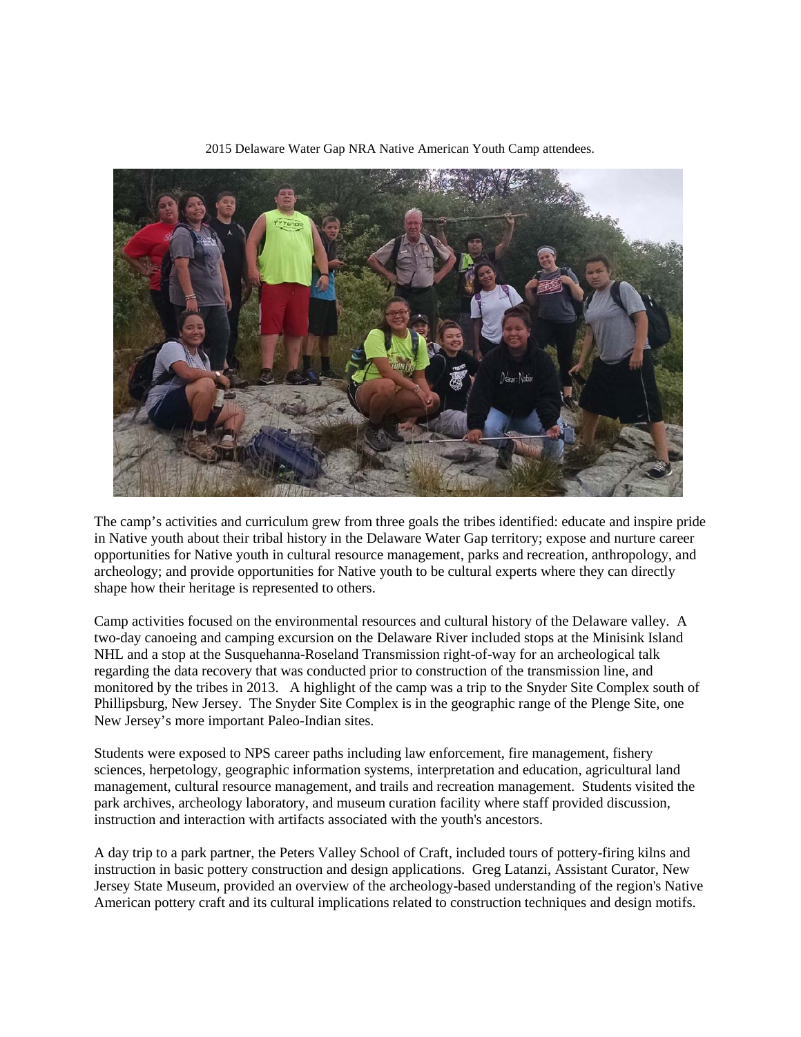2015 Delaware Water Gap NRA Native American Youth Camp attendees.

The camp's activities and curriculum grew from three goals the tribes identified: educate and inspire pride in Native youth about their tribal history in the Delaware Water Gap territory; expose and nurture career opportunities for Native youth in cultural resource management, parks and recreation, anthropology, and archeology; and provide opportunities for Native youth to be cultural experts where they can directly shape how their heritage is represented to others.

Camp activities focused on the environmental resources and cultural history of the Delaware valley. A two-day canoeing and camping excursion on the Delaware River included stops at the Minisink Island NHL and a stop at the Susquehanna-Roseland Transmission right-of-way for an archeological talk regarding the data recovery that was conducted prior to construction of the transmission line, and monitored by the tribes in 2013. A highlight of the camp was a trip to the Snyder Site Complex south of Phillipsburg, New Jersey. The Snyder Site Complex is in the geographic range of the Plenge Site, one New Jersey's more important Paleo-Indian sites.

Students were exposed to NPS career paths including law enforcement, fire management, fishery sciences, herpetology, geographic information systems, interpretation and education, agricultural land management, cultural resource management, and trails and recreation management. Students visited the park archives, archeology laboratory, and museum curation facility where staff provided discussion, instruction and interaction with artifacts associated with the youth's ancestors.

A day trip to a park partner, the Peters Valley School of Craft, included tours of pottery-firing kilns and instruction in basic pottery construction and design applications. Greg Latanzi, Assistant Curator, New Jersey State Museum, provided an overview of the archeology-based understanding of the region's Native American pottery craft and its cultural implications related to construction techniques and design motifs.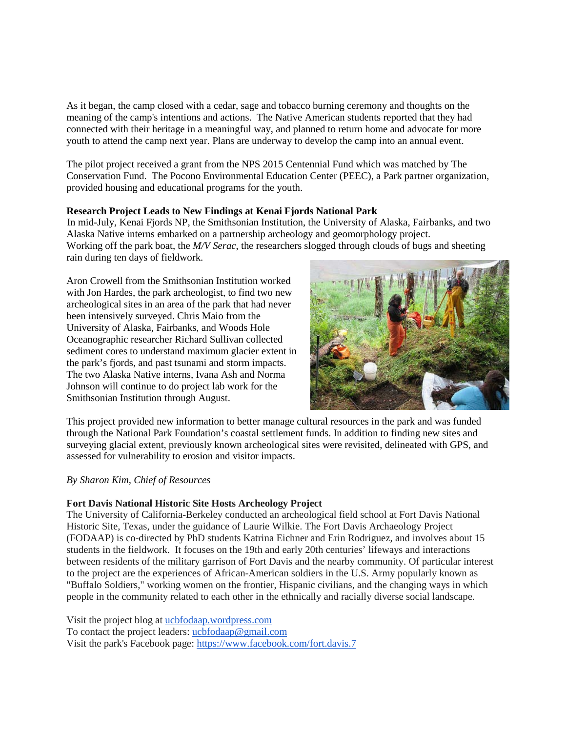As it began, the camp closed with a cedar, sage and tobacco burning ceremony and thoughts on the meaning of the camp's intentions and actions. The Native American students reported that they had connected with their heritage in a meaningful way, and planned to return home and advocate for more youth to attend the camp next year. Plans are underway to develop the camp into an annual event.

The pilot project received a grant from the NPS 2015 Centennial Fund which was matched by The Conservation Fund. The Pocono Environmental Education Center (PEEC), a Park partner organization, provided housing and educational programs for the youth.

**Research Project Leads to New Findings at Kenai Fjords National Park**

In mid-July, Kenai Fjords NP, the Smithsonian Institution, the University of Alaska, Fairbanks, and two Alaska Native interns embarked on a partnership archeology and geomorphology project. Working off the park boat, the *M/V Serac*, the researchers slogged through clouds of bugs and sheeting rain during ten days of fieldwork.

Aron Crowell from the Smithsonian Institution worked with Jon Hardes, the park archeologist, to find two new archeological sites in an area of the park that had never been intensively surveyed. Chris Maio from the University of Alaska, Fairbanks, and Woods Hole Oceanographic researcher Richard Sullivan collected sediment cores to understand maximum glacier extent in the park's fjords, and past tsunami and storm impacts. The two Alaska Native interns, Ivana Ash and Norma Johnson will continue to do project lab work for the Smithsonian Institution through August.

This project provided new information to better manage cultural resources in the park and was funded through the National Park Foundation's coastal settlement funds. In addition to finding new sites and surveying glacial extent, previously known archeological sites were revisited, delineated with GPS, and assessed for vulnerability to erosion and visitor impacts.

*By Sharon Kim, Chief of Resources*

**Fort Davis National Historic Site Hosts Archeology Project**

The University of California-Berkeley conducted an archeological field school at Fort Davis National Historic Site, Texas, under the guidance of Laurie Wilkie. The Fort Davis Archaeology Project (FODAAP) is co-directed by PhD students Katrina Eichner and Erin Rodriguez, and involves about 15 students in the fieldwork. It focuses on the 19th and early 20th centuries' lifeways and interactions between residents of the military garrison of Fort Davis and the nearby community. Of particular interest to the project are the experiences of African-American soldiers in the U.S. Army popularly known as "Buffalo Soldiers," working women on the frontier, Hispanic civilians, and the changing ways in which people in the community related to each other in the ethnically and racially diverse social landscape.

Visit the project blog at ucbfodaap.wordpress.com
To contact the project leaders: ucbfodaap@gmail.com
Visit the park's Facebook page: https://www.facebook.com/fort.davis.7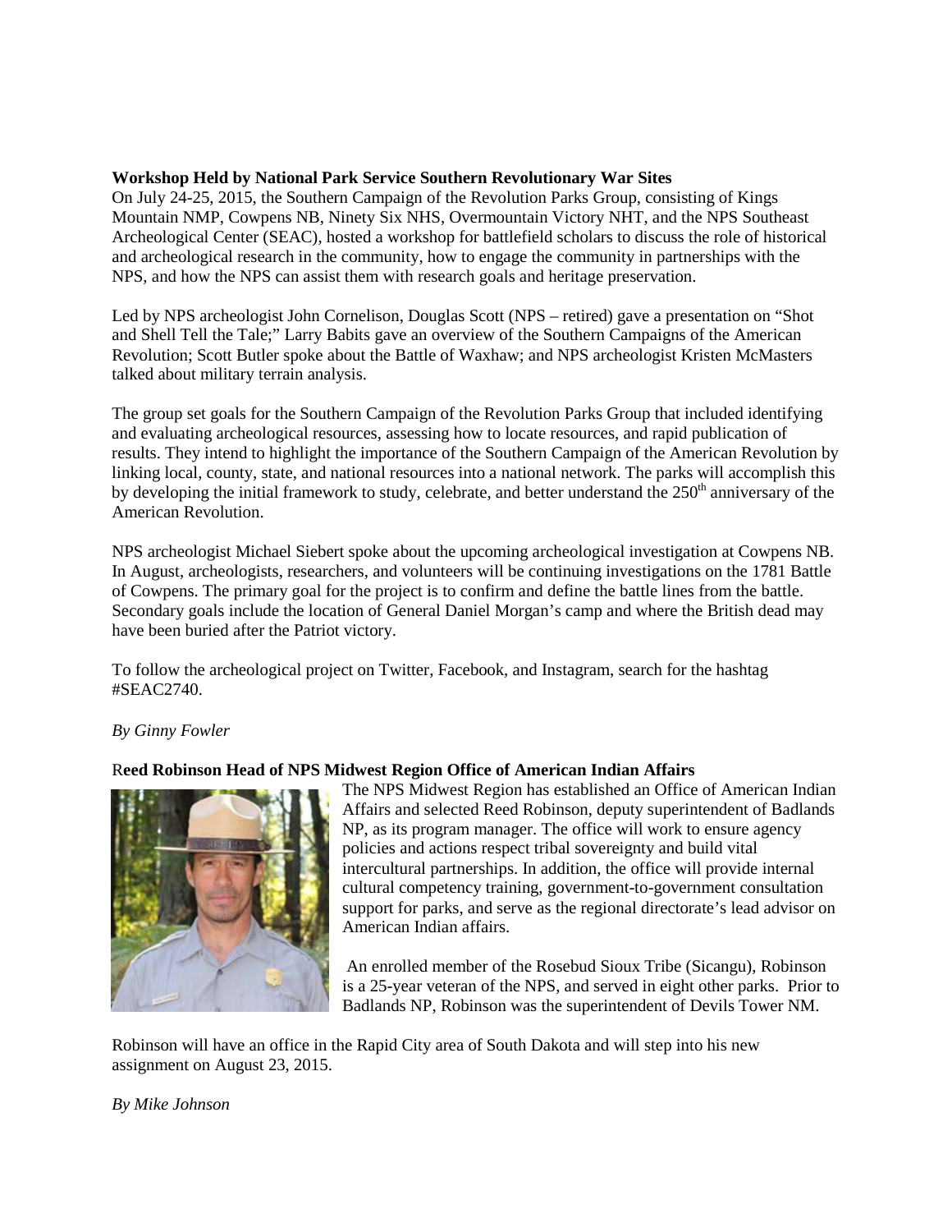**Workshop Held by National Park Service Southern Revolutionary War Sites**

On July 24-25, 2015, the Southern Campaign of the Revolution Parks Group, consisting of Kings Mountain NMP, Cowpens NB, Ninety Six NHS, Overmountain Victory NHT, and the NPS Southeast Archeological Center (SEAC), hosted a workshop for battlefield scholars to discuss the role of historical and archeological research in the community, how to engage the community in partnerships with the NPS, and how the NPS can assist them with research goals and heritage preservation.

Led by NPS archeologist John Cornelison, Douglas Scott (NPS – retired) gave a presentation on "Shot and Shell Tell the Tale;" Larry Babits gave an overview of the Southern Campaigns of the American Revolution; Scott Butler spoke about the Battle of Waxhaw; and NPS archeologist Kristen McMasters talked about military terrain analysis.

The group set goals for the Southern Campaign of the Revolution Parks Group that included identifying and evaluating archeological resources, assessing how to locate resources, and rapid publication of results. They intend to highlight the importance of the Southern Campaign of the American Revolution by linking local, county, state, and national resources into a national network. The parks will accomplish this by developing the initial framework to study, celebrate, and better understand the 250th anniversary of the American Revolution.

NPS archeologist Michael Siebert spoke about the upcoming archeological investigation at Cowpens NB. In August, archeologists, researchers, and volunteers will be continuing investigations on the 1781 Battle of Cowpens. The primary goal for the project is to confirm and define the battle lines from the battle. Secondary goals include the location of General Daniel Morgan's camp and where the British dead may have been buried after the Patriot victory.

To follow the archeological project on Twitter, Facebook, and Instagram, search for the hashtag #SEAC2740.

*By Ginny Fowler*

**Reed Robinson Head of NPS Midwest Region Office of American Indian Affairs**

The NPS Midwest Region has established an Office of American Indian Affairs and selected Reed Robinson, deputy superintendent of Badlands NP, as its program manager. The office will work to ensure agency policies and actions respect tribal sovereignty and build vital intercultural partnerships. In addition, the office will provide internal cultural competency training, government-to-government consultation support for parks, and serve as the regional directorate's lead advisor on American Indian affairs.

An enrolled member of the Rosebud Sioux Tribe (Sicangu), Robinson is a 25-year veteran of the NPS, and served in eight other parks. Prior to Badlands NP, Robinson was the superintendent of Devils Tower NM.

Robinson will have an office in the Rapid City area of South Dakota and will step into his new assignment on August 23, 2015.

*By Mike Johnson*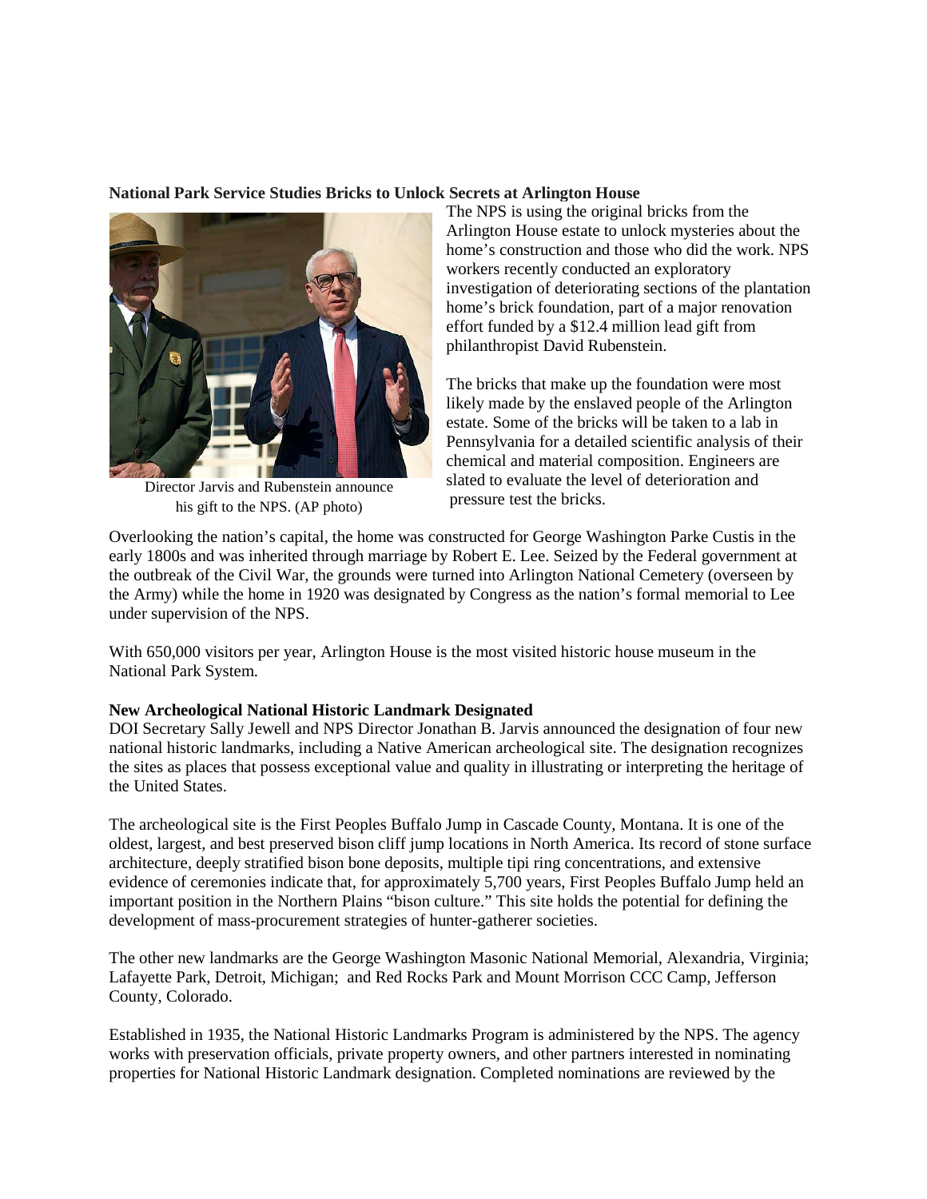**National Park Service Studies Bricks to Unlock Secrets at Arlington House**

Director Jarvis and Rubenstein announce his gift to the NPS. (AP photo)

The NPS is using the original bricks from the Arlington House estate to unlock mysteries about the home's construction and those who did the work. NPS workers recently conducted an exploratory investigation of deteriorating sections of the plantation home's brick foundation, part of a major renovation effort funded by a $12.4 million lead gift from philanthropist David Rubenstein.

The bricks that make up the foundation were most likely made by the enslaved people of the Arlington estate. Some of the bricks will be taken to a lab in Pennsylvania for a detailed scientific analysis of their chemical and material composition. Engineers are slated to evaluate the level of deterioration and pressure test the bricks.

Overlooking the nation's capital, the home was constructed for George Washington Parke Custis in the early 1800s and was inherited through marriage by Robert E. Lee. Seized by the Federal government at the outbreak of the Civil War, the grounds were turned into Arlington National Cemetery (overseen by the Army) while the home in 1920 was designated by Congress as the nation's formal memorial to Lee under supervision of the NPS.

With 650,000 visitors per year, Arlington House is the most visited historic house museum in the National Park System.

**New Archeological National Historic Landmark Designated**

DOI Secretary Sally Jewell and NPS Director Jonathan B. Jarvis announced the designation of four new national historic landmarks, including a Native American archeological site. The designation recognizes the sites as places that possess exceptional value and quality in illustrating or interpreting the heritage of the United States.

The archeological site is the First Peoples Buffalo Jump in Cascade County, Montana. It is one of the oldest, largest, and best preserved bison cliff jump locations in North America. Its record of stone surface architecture, deeply stratified bison bone deposits, multiple tipi ring concentrations, and extensive evidence of ceremonies indicate that, for approximately 5,700 years, First Peoples Buffalo Jump held an important position in the Northern Plains "bison culture." This site holds the potential for defining the development of mass-procurement strategies of hunter-gatherer societies.

The other new landmarks are the George Washington Masonic National Memorial, Alexandria, Virginia; Lafayette Park, Detroit, Michigan; and Red Rocks Park and Mount Morrison CCC Camp, Jefferson County, Colorado.

Established in 1935, the National Historic Landmarks Program is administered by the NPS. The agency works with preservation officials, private property owners, and other partners interested in nominating properties for National Historic Landmark designation. Completed nominations are reviewed by the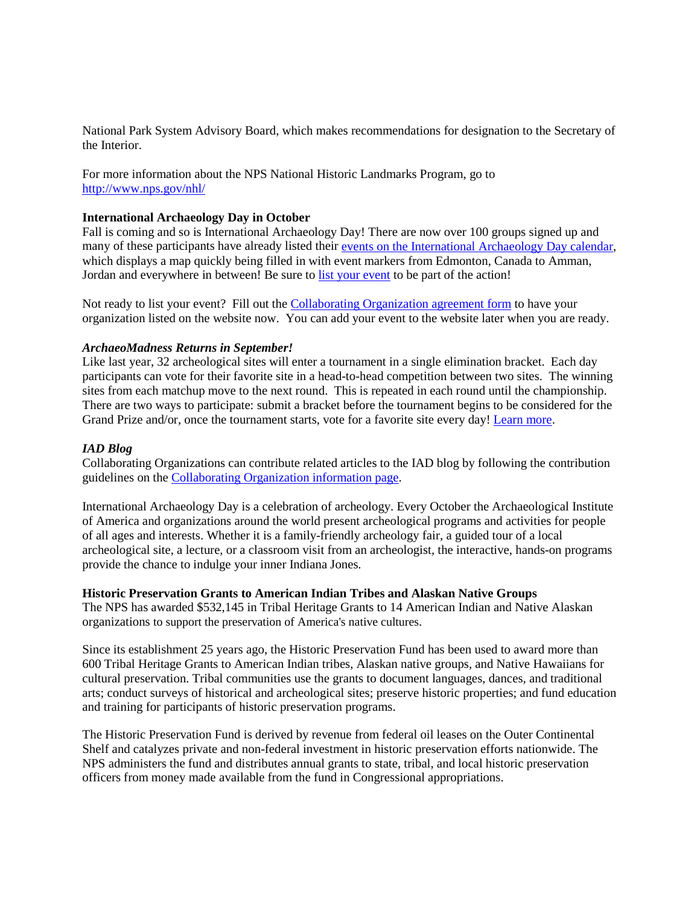National Park System Advisory Board, which makes recommendations for designation to the Secretary of the Interior.

For more information about the NPS National Historic Landmarks Program, go to [http://www.nps.gov/nhl/](http://www.nps.gov/nhl/)

**International Archaeology Day in October**

Fall is coming and so is International Archaeology Day! There are now over 100 groups signed up and many of these participants have already listed their events on the International Archaeology Day calendar, which displays a map quickly being filled in with event markers from Edmonton, Canada to Amman, Jordan and everywhere in between! Be sure to list your event to be part of the action!

Not ready to list your event? Fill out the Collaborating Organization agreement form to have your organization listed on the website now. You can add your event to the website later when you are ready.

***ArchaeoMadness Returns in September!***

Like last year, 32 archeological sites will enter a tournament in a single elimination bracket. Each day participants can vote for their favorite site in a head-to-head competition between two sites. The winning sites from each matchup move to the next round. This is repeated in each round until the championship. There are two ways to participate: submit a bracket before the tournament begins to be considered for the Grand Prize and/or, once the tournament starts, vote for a favorite site every day! Learn more.

***IAD Blog***

Collaborating Organizations can contribute related articles to the IAD blog by following the contribution guidelines on the Collaborating Organization information page.

International Archaeology Day is a celebration of archeology. Every October the Archaeological Institute of America and organizations around the world present archeological programs and activities for people of all ages and interests. Whether it is a family-friendly archeology fair, a guided tour of a local archeological site, a lecture, or a classroom visit from an archeologist, the interactive, hands-on programs provide the chance to indulge your inner Indiana Jones.

**Historic Preservation Grants to American Indian Tribes and Alaskan Native Groups**

The NPS has awarded $532,145 in Tribal Heritage Grants to 14 American Indian and Native Alaskan organizations to support the preservation of America's native cultures.

Since its establishment 25 years ago, the Historic Preservation Fund has been used to award more than 600 Tribal Heritage Grants to American Indian tribes, Alaskan native groups, and Native Hawaiians for cultural preservation. Tribal communities use the grants to document languages, dances, and traditional arts; conduct surveys of historical and archeological sites; preserve historic properties; and fund education and training for participants of historic preservation programs.

The Historic Preservation Fund is derived by revenue from federal oil leases on the Outer Continental Shelf and catalyzes private and non-federal investment in historic preservation efforts nationwide. The NPS administers the fund and distributes annual grants to state, tribal, and local historic preservation officers from money made available from the fund in Congressional appropriations.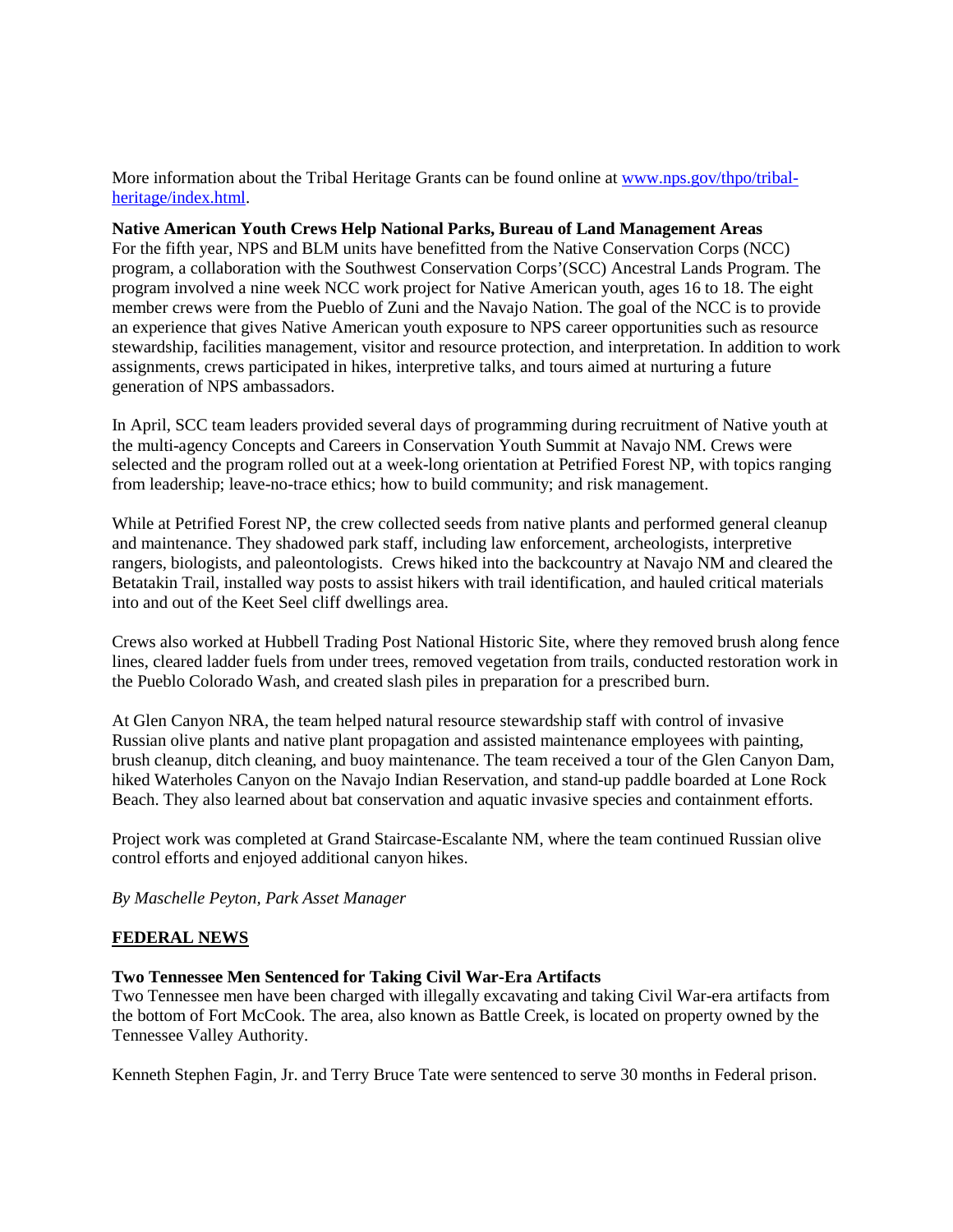More information about the Tribal Heritage Grants can be found online at [www.nps.gov/thpo/tribal-heritage/index.html](www.nps.gov/thpo/tribal-heritage/index.html).

**Native American Youth Crews Help National Parks, Bureau of Land Management Areas**

For the fifth year, NPS and BLM units have benefitted from the Native Conservation Corps (NCC) program, a collaboration with the Southwest Conservation Corps'(SCC) Ancestral Lands Program. The program involved a nine week NCC work project for Native American youth, ages 16 to 18. The eight member crews were from the Pueblo of Zuni and the Navajo Nation. The goal of the NCC is to provide an experience that gives Native American youth exposure to NPS career opportunities such as resource stewardship, facilities management, visitor and resource protection, and interpretation. In addition to work assignments, crews participated in hikes, interpretive talks, and tours aimed at nurturing a future generation of NPS ambassadors.

In April, SCC team leaders provided several days of programming during recruitment of Native youth at the multi-agency Concepts and Careers in Conservation Youth Summit at Navajo NM. Crews were selected and the program rolled out at a week-long orientation at Petrified Forest NP, with topics ranging from leadership; leave-no-trace ethics; how to build community; and risk management.

While at Petrified Forest NP, the crew collected seeds from native plants and performed general cleanup and maintenance. They shadowed park staff, including law enforcement, archeologists, interpretive rangers, biologists, and paleontologists. Crews hiked into the backcountry at Navajo NM and cleared the Betatakin Trail, installed way posts to assist hikers with trail identification, and hauled critical materials into and out of the Keet Seel cliff dwellings area.

Crews also worked at Hubbell Trading Post National Historic Site, where they removed brush along fence lines, cleared ladder fuels from under trees, removed vegetation from trails, conducted restoration work in the Pueblo Colorado Wash, and created slash piles in preparation for a prescribed burn.

At Glen Canyon NRA, the team helped natural resource stewardship staff with control of invasive Russian olive plants and native plant propagation and assisted maintenance employees with painting, brush cleanup, ditch cleaning, and buoy maintenance. The team received a tour of the Glen Canyon Dam, hiked Waterholes Canyon on the Navajo Indian Reservation, and stand-up paddle boarded at Lone Rock Beach. They also learned about bat conservation and aquatic invasive species and containment efforts.

Project work was completed at Grand Staircase-Escalante NM, where the team continued Russian olive control efforts and enjoyed additional canyon hikes.

*By Maschelle Peyton, Park Asset Manager*

## FEDERAL NEWS

**Two Tennessee Men Sentenced for Taking Civil War-Era Artifacts**

Two Tennessee men have been charged with illegally excavating and taking Civil War-era artifacts from the bottom of Fort McCook. The area, also known as Battle Creek, is located on property owned by the Tennessee Valley Authority.

Kenneth Stephen Fagin, Jr. and Terry Bruce Tate were sentenced to serve 30 months in Federal prison.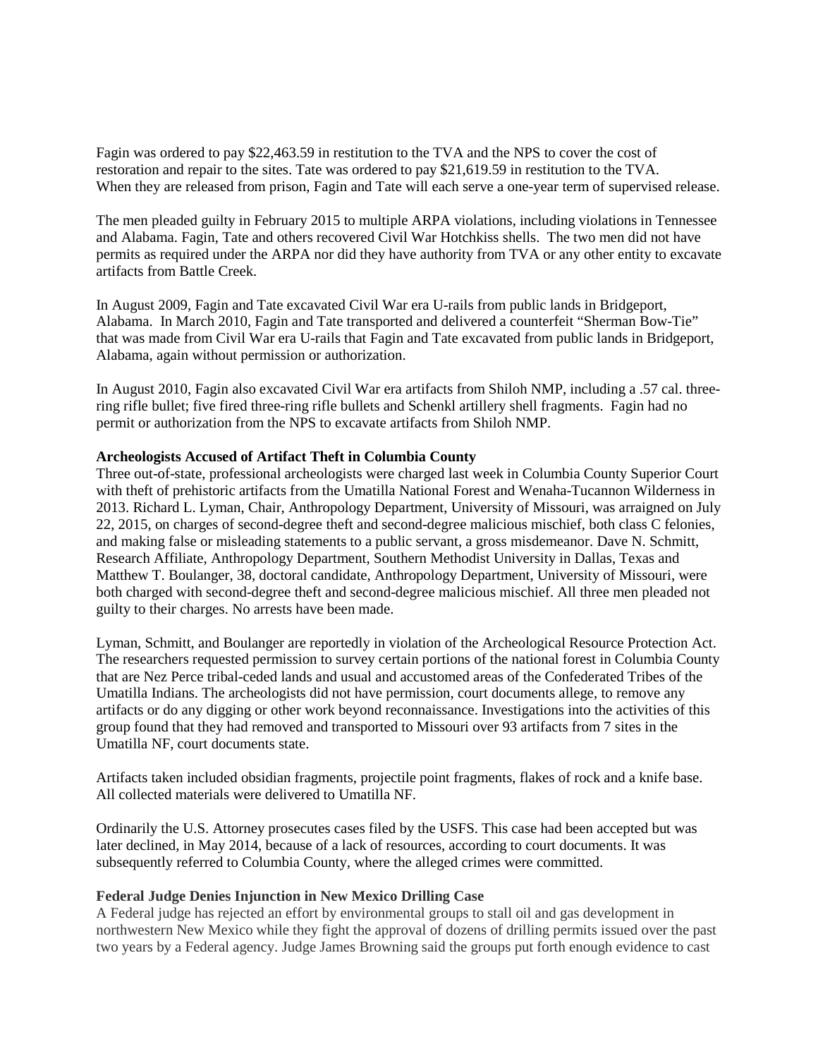Fagin was ordered to pay $22,463.59 in restitution to the TVA and the NPS to cover the cost of restoration and repair to the sites. Tate was ordered to pay $21,619.59 in restitution to the TVA. When they are released from prison, Fagin and Tate will each serve a one-year term of supervised release.

The men pleaded guilty in February 2015 to multiple ARPA violations, including violations in Tennessee and Alabama. Fagin, Tate and others recovered Civil War Hotchkiss shells. The two men did not have permits as required under the ARPA nor did they have authority from TVA or any other entity to excavate artifacts from Battle Creek.

In August 2009, Fagin and Tate excavated Civil War era U-rails from public lands in Bridgeport, Alabama. In March 2010, Fagin and Tate transported and delivered a counterfeit "Sherman Bow-Tie" that was made from Civil War era U-rails that Fagin and Tate excavated from public lands in Bridgeport, Alabama, again without permission or authorization.

In August 2010, Fagin also excavated Civil War era artifacts from Shiloh NMP, including a .57 cal. three-ring rifle bullet; five fired three-ring rifle bullets and Schenkl artillery shell fragments. Fagin had no permit or authorization from the NPS to excavate artifacts from Shiloh NMP.

**Archeologists Accused of Artifact Theft in Columbia County**

Three out-of-state, professional archeologists were charged last week in Columbia County Superior Court with theft of prehistoric artifacts from the Umatilla National Forest and Wenaha-Tucannon Wilderness in 2013. Richard L. Lyman, Chair, Anthropology Department, University of Missouri, was arraigned on July 22, 2015, on charges of second-degree theft and second-degree malicious mischief, both class C felonies, and making false or misleading statements to a public servant, a gross misdemeanor. Dave N. Schmitt, Research Affiliate, Anthropology Department, Southern Methodist University in Dallas, Texas and Matthew T. Boulanger, 38, doctoral candidate, Anthropology Department, University of Missouri, were both charged with second-degree theft and second-degree malicious mischief. All three men pleaded not guilty to their charges. No arrests have been made.

Lyman, Schmitt, and Boulanger are reportedly in violation of the Archeological Resource Protection Act. The researchers requested permission to survey certain portions of the national forest in Columbia County that are Nez Perce tribal-ceded lands and usual and accustomed areas of the Confederated Tribes of the Umatilla Indians. The archeologists did not have permission, court documents allege, to remove any artifacts or do any digging or other work beyond reconnaissance. Investigations into the activities of this group found that they had removed and transported to Missouri over 93 artifacts from 7 sites in the Umatilla NF, court documents state.

Artifacts taken included obsidian fragments, projectile point fragments, flakes of rock and a knife base. All collected materials were delivered to Umatilla NF.

Ordinarily the U.S. Attorney prosecutes cases filed by the USFS. This case had been accepted but was later declined, in May 2014, because of a lack of resources, according to court documents. It was subsequently referred to Columbia County, where the alleged crimes were committed.

**Federal Judge Denies Injunction in New Mexico Drilling Case**

A Federal judge has rejected an effort by environmental groups to stall oil and gas development in northwestern New Mexico while they fight the approval of dozens of drilling permits issued over the past two years by a Federal agency. Judge James Browning said the groups put forth enough evidence to cast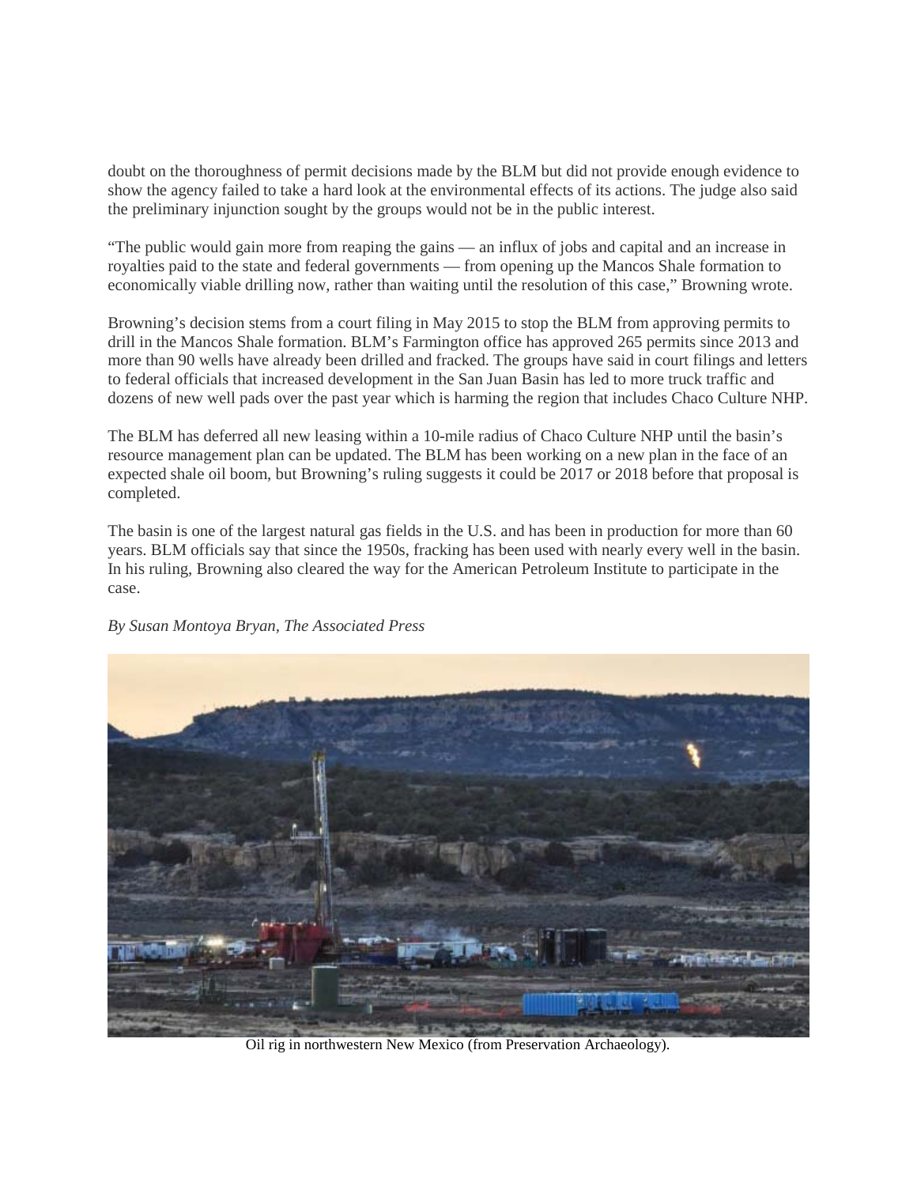doubt on the thoroughness of permit decisions made by the BLM but did not provide enough evidence to show the agency failed to take a hard look at the environmental effects of its actions. The judge also said the preliminary injunction sought by the groups would not be in the public interest.

"The public would gain more from reaping the gains — an influx of jobs and capital and an increase in royalties paid to the state and federal governments — from opening up the Mancos Shale formation to economically viable drilling now, rather than waiting until the resolution of this case," Browning wrote.

Browning's decision stems from a court filing in May 2015 to stop the BLM from approving permits to drill in the Mancos Shale formation. BLM's Farmington office has approved 265 permits since 2013 and more than 90 wells have already been drilled and fracked. The groups have said in court filings and letters to federal officials that increased development in the San Juan Basin has led to more truck traffic and dozens of new well pads over the past year which is harming the region that includes Chaco Culture NHP.

The BLM has deferred all new leasing within a 10-mile radius of Chaco Culture NHP until the basin's resource management plan can be updated. The BLM has been working on a new plan in the face of an expected shale oil boom, but Browning's ruling suggests it could be 2017 or 2018 before that proposal is completed.

The basin is one of the largest natural gas fields in the U.S. and has been in production for more than 60 years. BLM officials say that since the 1950s, fracking has been used with nearly every well in the basin. In his ruling, Browning also cleared the way for the American Petroleum Institute to participate in the case.

*By Susan Montoya Bryan, The Associated Press*

Oil rig in northwestern New Mexico (from Preservation Archaeology).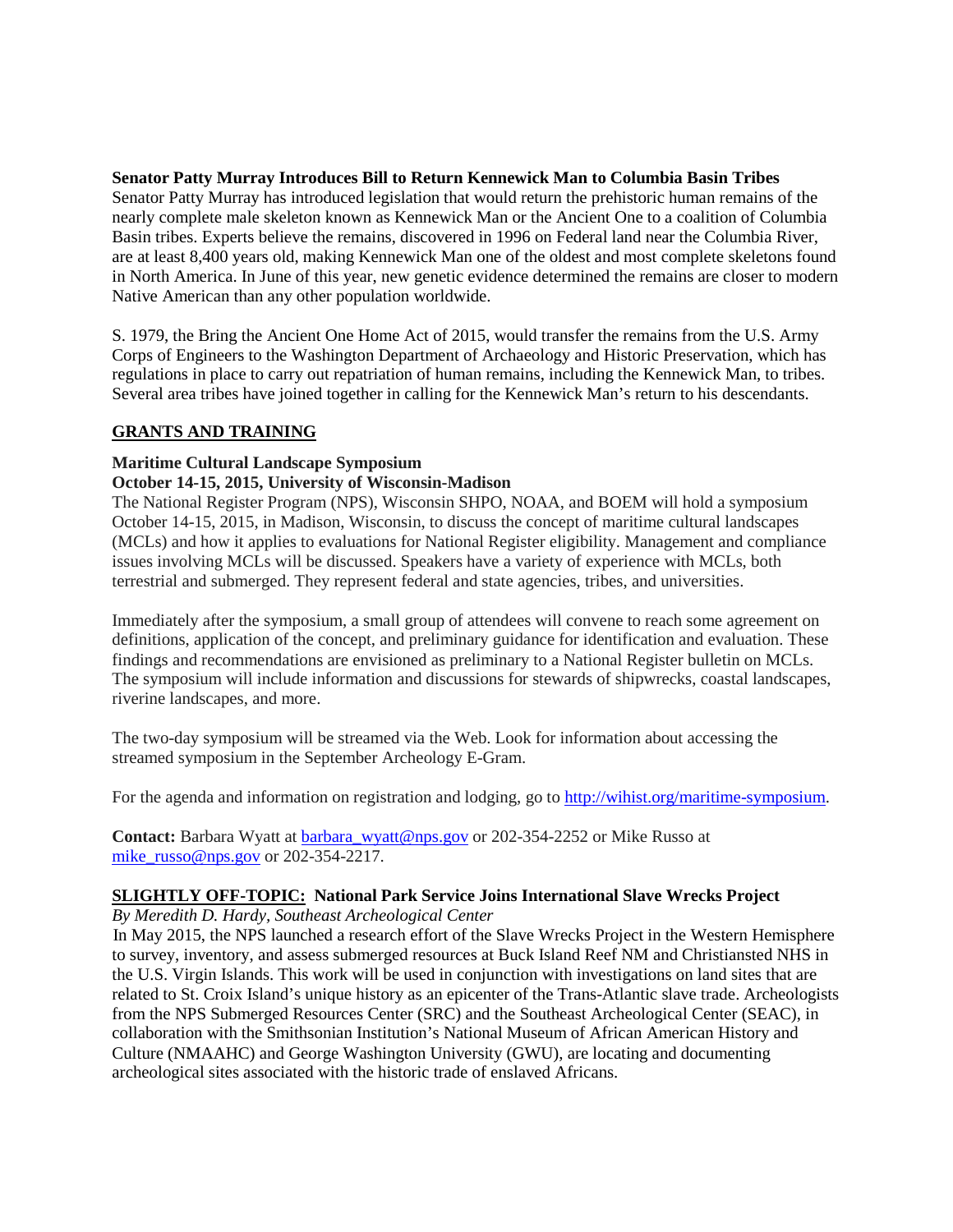**Senator Patty Murray Introduces Bill to Return Kennewick Man to Columbia Basin Tribes**

Senator Patty Murray has introduced legislation that would return the prehistoric human remains of the nearly complete male skeleton known as Kennewick Man or the Ancient One to a coalition of Columbia Basin tribes. Experts believe the remains, discovered in 1996 on Federal land near the Columbia River, are at least 8,400 years old, making Kennewick Man one of the oldest and most complete skeletons found in North America. In June of this year, new genetic evidence determined the remains are closer to modern Native American than any other population worldwide.

S. 1979, the Bring the Ancient One Home Act of 2015, would transfer the remains from the U.S. Army Corps of Engineers to the Washington Department of Archaeology and Historic Preservation, which has regulations in place to carry out repatriation of human remains, including the Kennewick Man, to tribes. Several area tribes have joined together in calling for the Kennewick Man's return to his descendants.

## GRANTS AND TRAINING

**Maritime Cultural Landscape Symposium**
**October 14-15, 2015, University of Wisconsin-Madison**

The National Register Program (NPS), Wisconsin SHPO, NOAA, and BOEM will hold a symposium October 14-15, 2015, in Madison, Wisconsin, to discuss the concept of maritime cultural landscapes (MCLs) and how it applies to evaluations for National Register eligibility. Management and compliance issues involving MCLs will be discussed. Speakers have a variety of experience with MCLs, both terrestrial and submerged. They represent federal and state agencies, tribes, and universities.

Immediately after the symposium, a small group of attendees will convene to reach some agreement on definitions, application of the concept, and preliminary guidance for identification and evaluation. These findings and recommendations are envisioned as preliminary to a National Register bulletin on MCLs. The symposium will include information and discussions for stewards of shipwrecks, coastal landscapes, riverine landscapes, and more.

The two-day symposium will be streamed via the Web. Look for information about accessing the streamed symposium in the September Archeology E-Gram.

For the agenda and information on registration and lodging, go to http://wihist.org/maritime-symposium.

**Contact:** Barbara Wyatt at barbara_wyatt@nps.gov or 202-354-2252 or Mike Russo at mike_russo@nps.gov or 202-354-2217.

**SLIGHTLY OFF-TOPIC: National Park Service Joins International Slave Wrecks Project**

*By Meredith D. Hardy, Southeast Archeological Center*

In May 2015, the NPS launched a research effort of the Slave Wrecks Project in the Western Hemisphere to survey, inventory, and assess submerged resources at Buck Island Reef NM and Christiansted NHS in the U.S. Virgin Islands. This work will be used in conjunction with investigations on land sites that are related to St. Croix Island's unique history as an epicenter of the Trans-Atlantic slave trade. Archeologists from the NPS Submerged Resources Center (SRC) and the Southeast Archeological Center (SEAC), in collaboration with the Smithsonian Institution's National Museum of African American History and Culture (NMAAHC) and George Washington University (GWU), are locating and documenting archeological sites associated with the historic trade of enslaved Africans.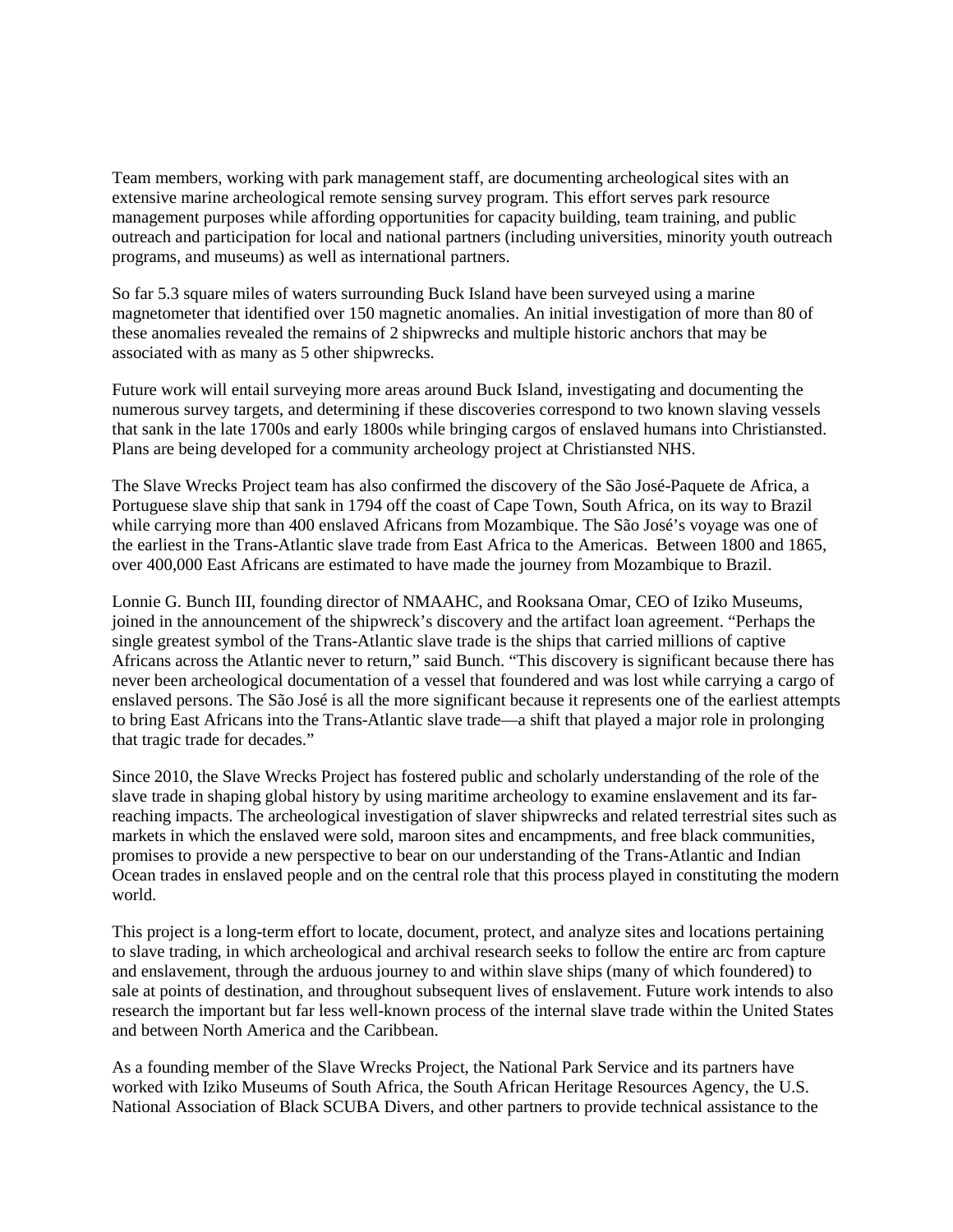Team members, working with park management staff, are documenting archeological sites with an extensive marine archeological remote sensing survey program. This effort serves park resource management purposes while affording opportunities for capacity building, team training, and public outreach and participation for local and national partners (including universities, minority youth outreach programs, and museums) as well as international partners.

So far 5.3 square miles of waters surrounding Buck Island have been surveyed using a marine magnetometer that identified over 150 magnetic anomalies. An initial investigation of more than 80 of these anomalies revealed the remains of 2 shipwrecks and multiple historic anchors that may be associated with as many as 5 other shipwrecks.

Future work will entail surveying more areas around Buck Island, investigating and documenting the numerous survey targets, and determining if these discoveries correspond to two known slaving vessels that sank in the late 1700s and early 1800s while bringing cargos of enslaved humans into Christiansted. Plans are being developed for a community archeology project at Christiansted NHS.

The Slave Wrecks Project team has also confirmed the discovery of the São José-Paquete de Africa, a Portuguese slave ship that sank in 1794 off the coast of Cape Town, South Africa, on its way to Brazil while carrying more than 400 enslaved Africans from Mozambique. The São José's voyage was one of the earliest in the Trans-Atlantic slave trade from East Africa to the Americas. Between 1800 and 1865, over 400,000 East Africans are estimated to have made the journey from Mozambique to Brazil.

Lonnie G. Bunch III, founding director of NMAAHC, and Rooksana Omar, CEO of Iziko Museums, joined in the announcement of the shipwreck's discovery and the artifact loan agreement. "Perhaps the single greatest symbol of the Trans-Atlantic slave trade is the ships that carried millions of captive Africans across the Atlantic never to return," said Bunch. "This discovery is significant because there has never been archeological documentation of a vessel that foundered and was lost while carrying a cargo of enslaved persons. The São José is all the more significant because it represents one of the earliest attempts to bring East Africans into the Trans-Atlantic slave trade—a shift that played a major role in prolonging that tragic trade for decades."

Since 2010, the Slave Wrecks Project has fostered public and scholarly understanding of the role of the slave trade in shaping global history by using maritime archeology to examine enslavement and its far-reaching impacts. The archeological investigation of slaver shipwrecks and related terrestrial sites such as markets in which the enslaved were sold, maroon sites and encampments, and free black communities, promises to provide a new perspective to bear on our understanding of the Trans-Atlantic and Indian Ocean trades in enslaved people and on the central role that this process played in constituting the modern world.

This project is a long-term effort to locate, document, protect, and analyze sites and locations pertaining to slave trading, in which archeological and archival research seeks to follow the entire arc from capture and enslavement, through the arduous journey to and within slave ships (many of which foundered) to sale at points of destination, and throughout subsequent lives of enslavement. Future work intends to also research the important but far less well-known process of the internal slave trade within the United States and between North America and the Caribbean.

As a founding member of the Slave Wrecks Project, the National Park Service and its partners have worked with Iziko Museums of South Africa, the South African Heritage Resources Agency, the U.S. National Association of Black SCUBA Divers, and other partners to provide technical assistance to the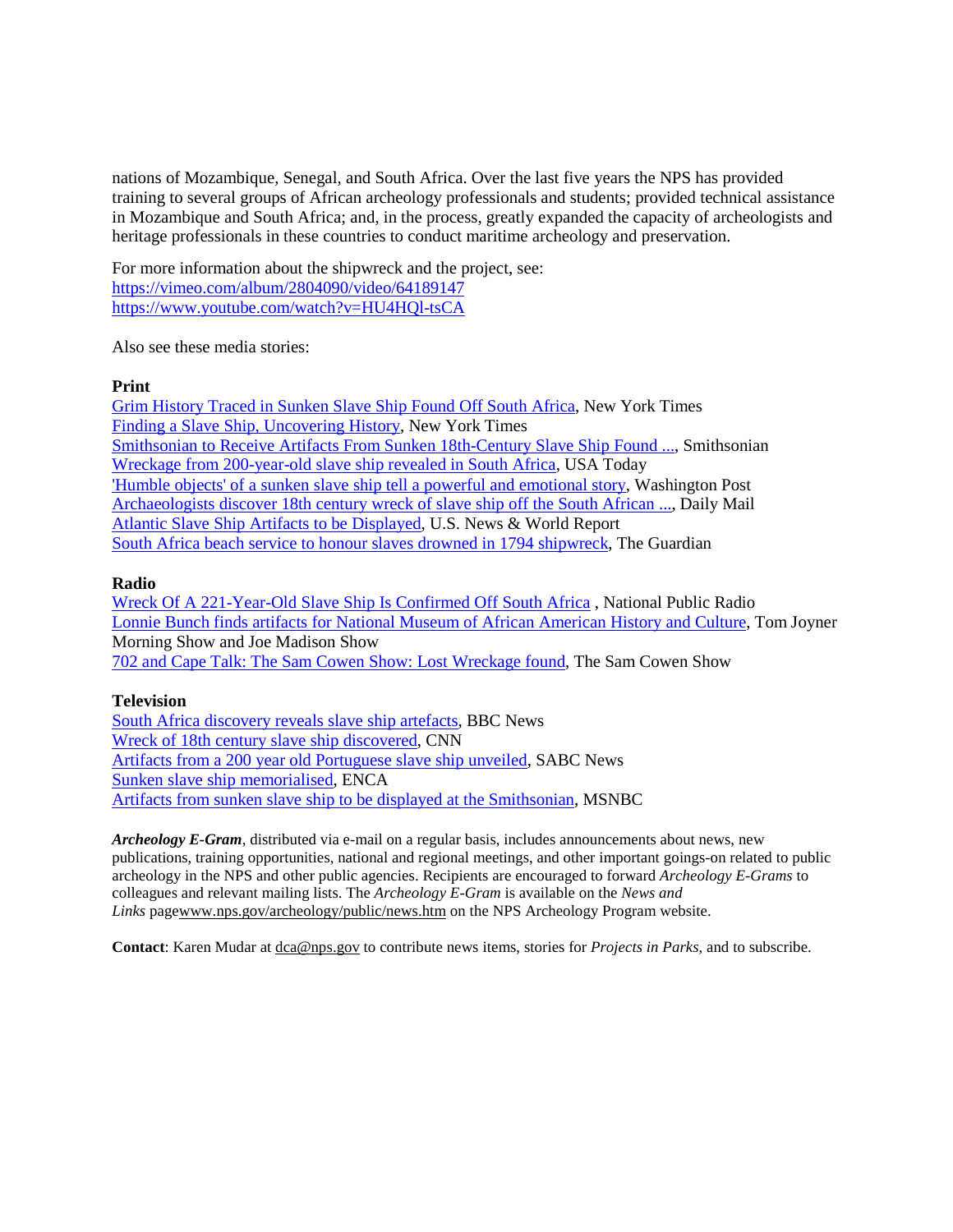nations of Mozambique, Senegal, and South Africa. Over the last five years the NPS has provided training to several groups of African archeology professionals and students; provided technical assistance in Mozambique and South Africa; and, in the process, greatly expanded the capacity of archeologists and heritage professionals in these countries to conduct maritime archeology and preservation.

For more information about the shipwreck and the project, see:
https://vimeo.com/album/2804090/video/64189147
https://www.youtube.com/watch?v=HU4HQl-tsCA

Also see these media stories:

**Print**

Grim History Traced in Sunken Slave Ship Found Off South Africa, New York Times
Finding a Slave Ship, Uncovering History, New York Times
Smithsonian to Receive Artifacts From Sunken 18th-Century Slave Ship Found ..., Smithsonian
Wreckage from 200-year-old slave ship revealed in South Africa, USA Today
'Humble objects' of a sunken slave ship tell a powerful and emotional story, Washington Post
Archaeologists discover 18th century wreck of slave ship off the South African ..., Daily Mail
Atlantic Slave Ship Artifacts to be Displayed, U.S. News & World Report
South Africa beach service to honour slaves drowned in 1794 shipwreck, The Guardian

**Radio**

Wreck Of A 221-Year-Old Slave Ship Is Confirmed Off South Africa , National Public Radio
Lonnie Bunch finds artifacts for National Museum of African American History and Culture, Tom Joyner Morning Show and Joe Madison Show
702 and Cape Talk: The Sam Cowen Show: Lost Wreckage found, The Sam Cowen Show

**Television**

South Africa discovery reveals slave ship artefacts, BBC News
Wreck of 18th century slave ship discovered, CNN
Artifacts from a 200 year old Portuguese slave ship unveiled, SABC News
Sunken slave ship memorialised, ENCA
Artifacts from sunken slave ship to be displayed at the Smithsonian, MSNBC

***Archeology E-Gram***, distributed via e-mail on a regular basis, includes announcements about news, new publications, training opportunities, national and regional meetings, and other important goings-on related to public archeology in the NPS and other public agencies. Recipients are encouraged to forward *Archeology E-Grams* to colleagues and relevant mailing lists. The *Archeology E-Gram* is available on the *News and Links* pagewww.nps.gov/archeology/public/news.htm on the NPS Archeology Program website.

**Contact**: Karen Mudar at dca@nps.gov to contribute news items, stories for *Projects in Parks*, and to subscribe.